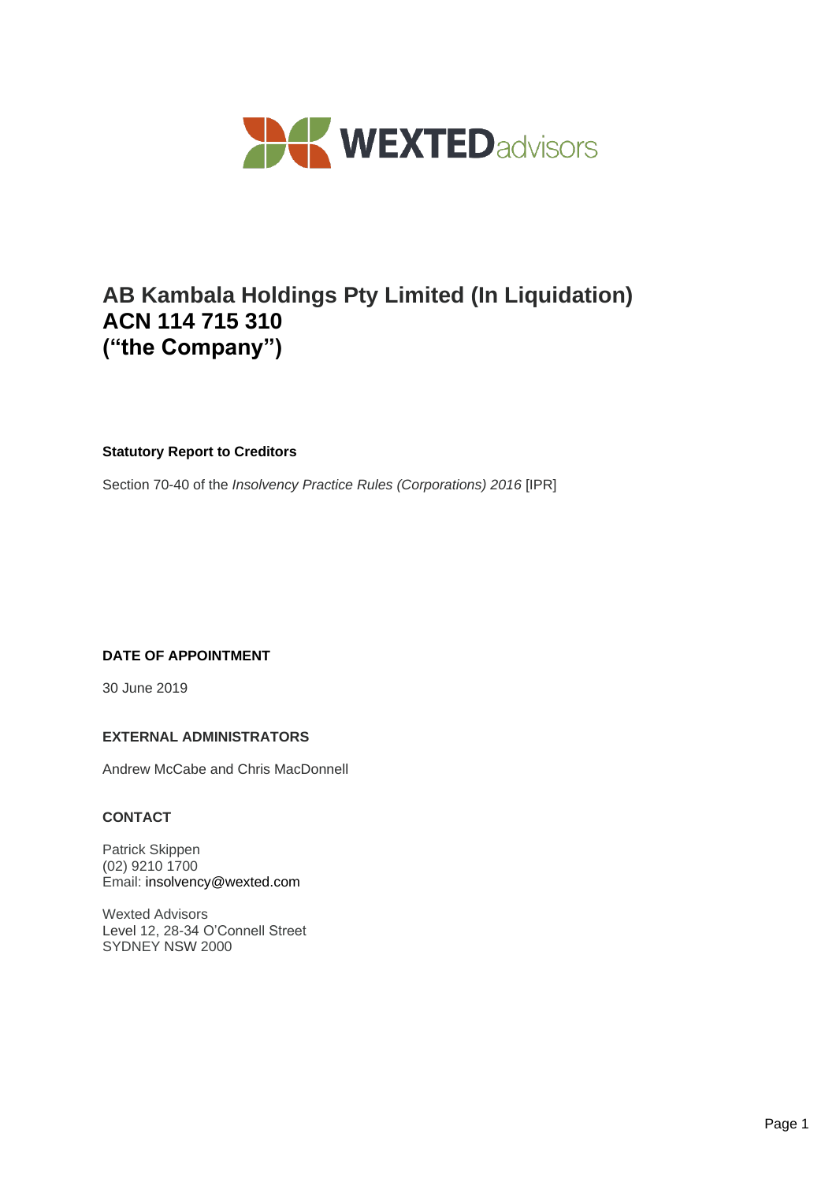# AB Kambala Holdings Pty Limited (In Liquidation)
# ACN 114 715 310
# (“the Company”)

**Statutory Report to Creditors**

Section 70-40 of the *Insolvency Practice Rules (Corporations) 2016* [IPR]

**DATE OF APPOINTMENT**

30 June 2019

**EXTERNAL ADMINISTRATORS**

Andrew McCabe and Chris MacDonnell

**CONTACT**

Patrick Skippen
(02) 9210 1700
Email: insolvency@wexted.com

Wexted Advisors
Level 12, 28-34 O’Connell Street
SYDNEY NSW 2000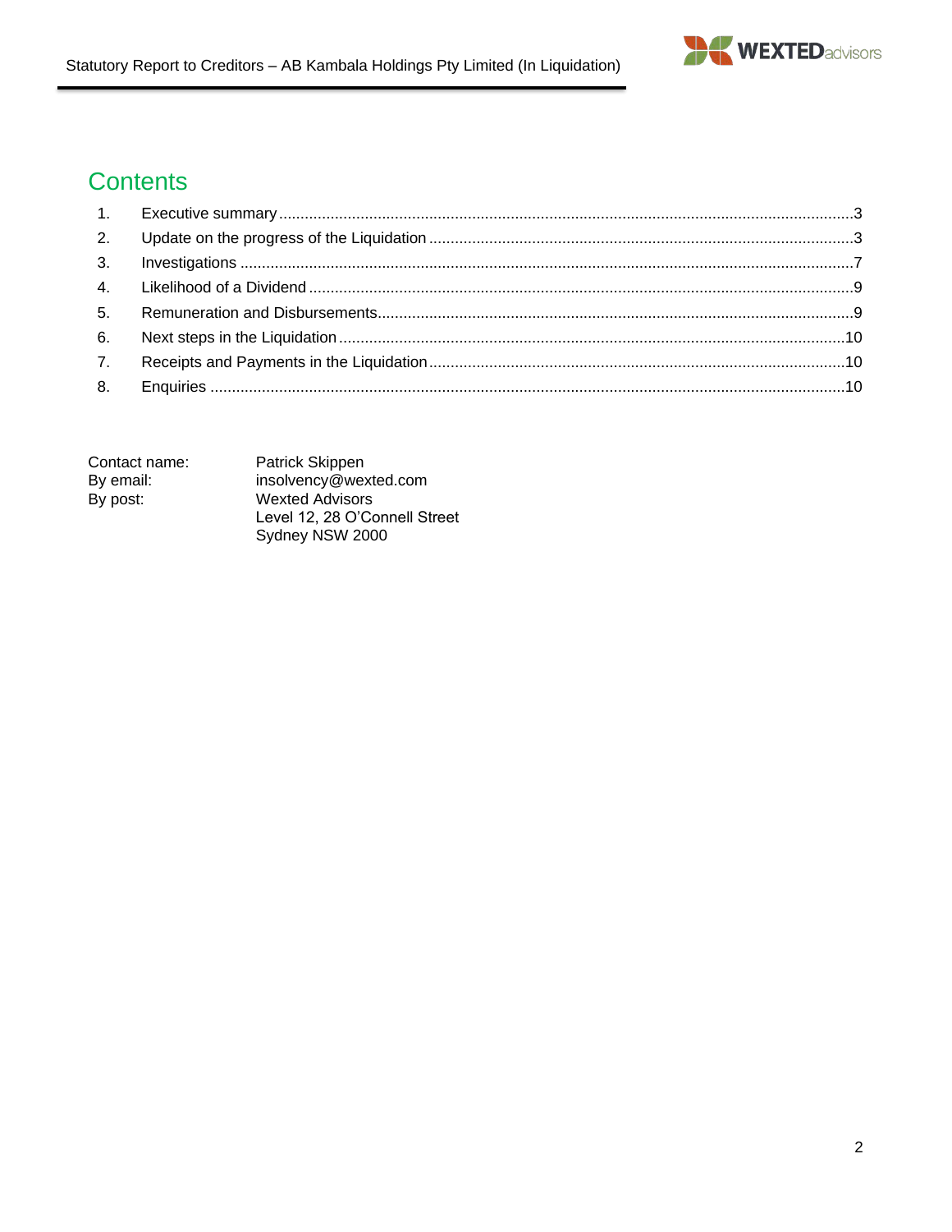# Contents

| | | |
|---|---|---|
| 1. | Executive summary | 3 |
| 2. | Update on the progress of the Liquidation | 3 |
| 3. | Investigations | 7 |
| 4. | Likelihood of a Dividend | 9 |
| 5. | Remuneration and Disbursements | 9 |
| 6. | Next steps in the Liquidation | 10 |
| 7. | Receipts and Payments in the Liquidation | 10 |
| 8. | Enquiries | 10 |

| | |
|---|---|
| Contact name: | Patrick Skippen |
| By email: | insolvency@wexted.com |
| By post: | Wexted Advisors<br>Level 12, 28 O'Connell Street<br>Sydney NSW 2000 |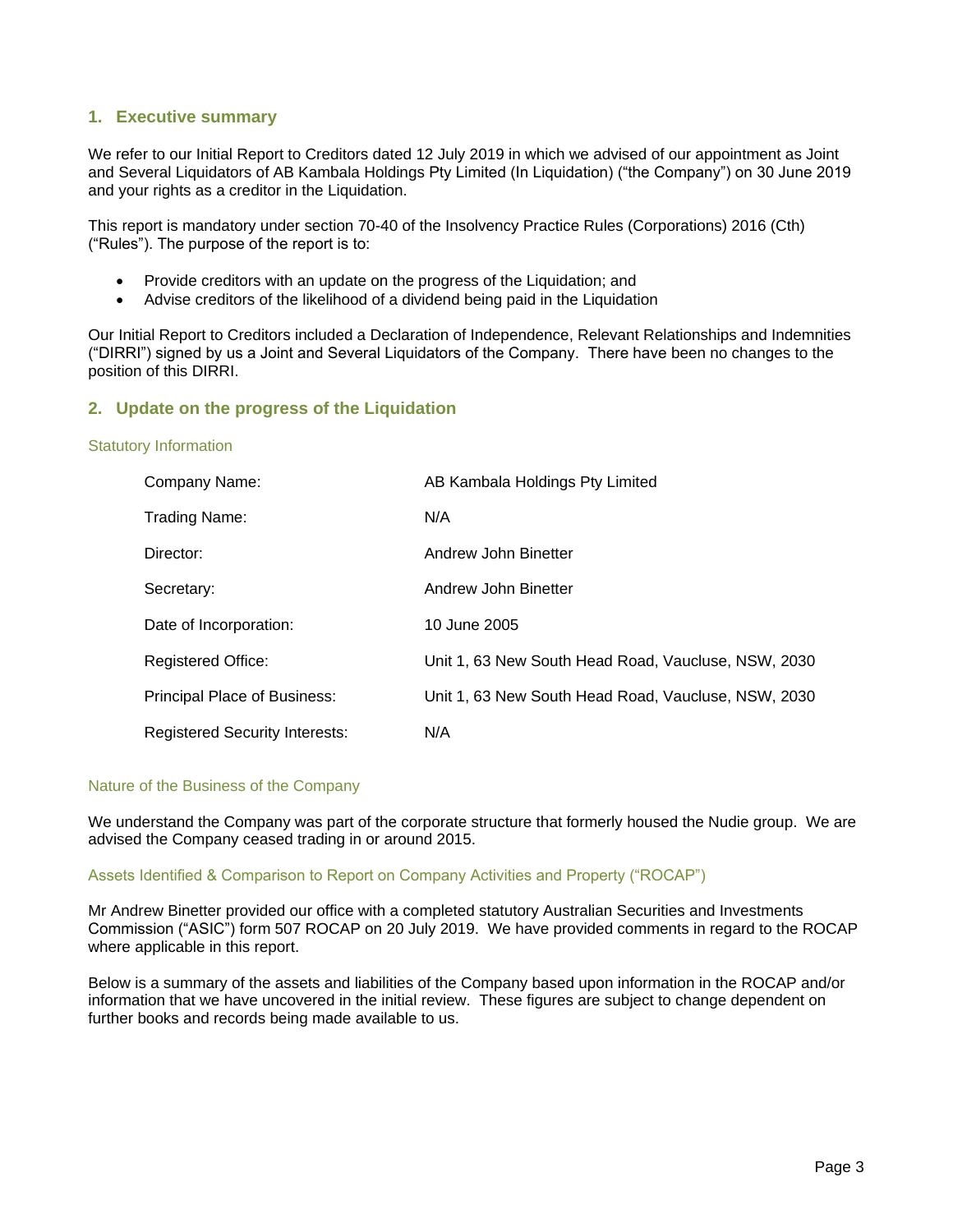## 1. Executive summary

We refer to our Initial Report to Creditors dated 12 July 2019 in which we advised of our appointment as Joint and Several Liquidators of AB Kambala Holdings Pty Limited (In Liquidation) ("the Company") on 30 June 2019 and your rights as a creditor in the Liquidation.

This report is mandatory under section 70-40 of the Insolvency Practice Rules (Corporations) 2016 (Cth) ("Rules"). The purpose of the report is to:

- Provide creditors with an update on the progress of the Liquidation; and
- Advise creditors of the likelihood of a dividend being paid in the Liquidation

Our Initial Report to Creditors included a Declaration of Independence, Relevant Relationships and Indemnities ("DIRRI") signed by us a Joint and Several Liquidators of the Company. There have been no changes to the position of this DIRRI.

## 2. Update on the progress of the Liquidation

### Statutory Information

| | |
|---|---|
| Company Name: | AB Kambala Holdings Pty Limited |
| Trading Name: | N/A |
| Director: | Andrew John Binetter |
| Secretary: | Andrew John Binetter |
| Date of Incorporation: | 10 June 2005 |
| Registered Office: | Unit 1, 63 New South Head Road, Vaucluse, NSW, 2030 |
| Principal Place of Business: | Unit 1, 63 New South Head Road, Vaucluse, NSW, 2030 |
| Registered Security Interests: | N/A |

### Nature of the Business of the Company

We understand the Company was part of the corporate structure that formerly housed the Nudie group. We are advised the Company ceased trading in or around 2015.

### Assets Identified & Comparison to Report on Company Activities and Property ("ROCAP")

Mr Andrew Binetter provided our office with a completed statutory Australian Securities and Investments Commission ("ASIC") form 507 ROCAP on 20 July 2019. We have provided comments in regard to the ROCAP where applicable in this report.

Below is a summary of the assets and liabilities of the Company based upon information in the ROCAP and/or information that we have uncovered in the initial review. These figures are subject to change dependent on further books and records being made available to us.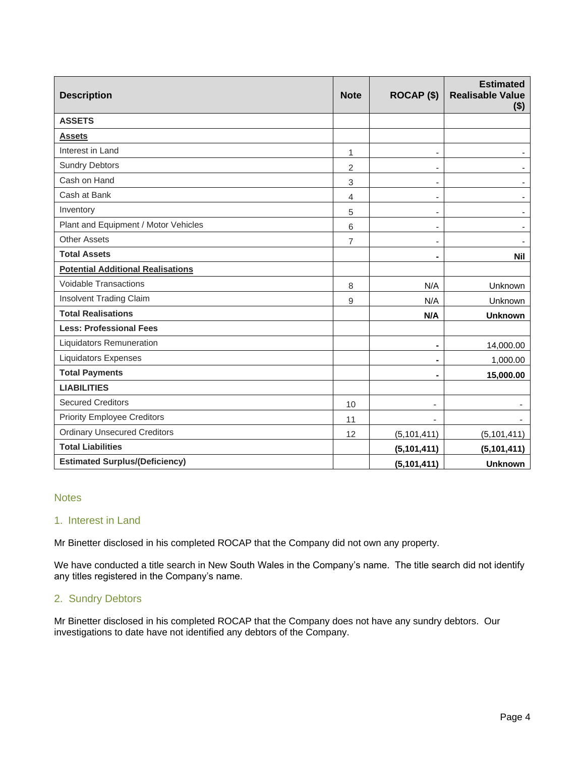| Description | Note | ROCAP ($) | Estimated Realisable Value ($) |
|---|---|---|---|
| **ASSETS** | | | |
| **Assets** | | | |
| Interest in Land | 1 | - | - |
| Sundry Debtors | 2 | - | - |
| Cash on Hand | 3 | - | - |
| Cash at Bank | 4 | - | - |
| Inventory | 5 | - | - |
| Plant and Equipment / Motor Vehicles | 6 | - | - |
| Other Assets | 7 | - | - |
| **Total Assets** | | **-** | **Nil** |
| **Potential Additional Realisations** | | | |
| Voidable Transactions | 8 | N/A | Unknown |
| Insolvent Trading Claim | 9 | N/A | Unknown |
| **Total Realisations** | | **N/A** | **Unknown** |
| **Less: Professional Fees** | | | |
| Liquidators Remuneration | | - | 14,000.00 |
| Liquidators Expenses | | - | 1,000.00 |
| **Total Payments** | | **-** | **15,000.00** |
| **LIABILITIES** | | | |
| Secured Creditors | 10 | - | - |
| Priority Employee Creditors | 11 | - | - |
| Ordinary Unsecured Creditors | 12 | (5,101,411) | (5,101,411) |
| **Total Liabilities** | | **(5,101,411)** | **(5,101,411)** |
| **Estimated Surplus/(Deficiency)** | | **(5,101,411)** | **Unknown** |

## Notes

### 1. Interest in Land

Mr Binetter disclosed in his completed ROCAP that the Company did not own any property.

We have conducted a title search in New South Wales in the Company's name. The title search did not identify any titles registered in the Company's name.

### 2. Sundry Debtors

Mr Binetter disclosed in his completed ROCAP that the Company does not have any sundry debtors. Our investigations to date have not identified any debtors of the Company.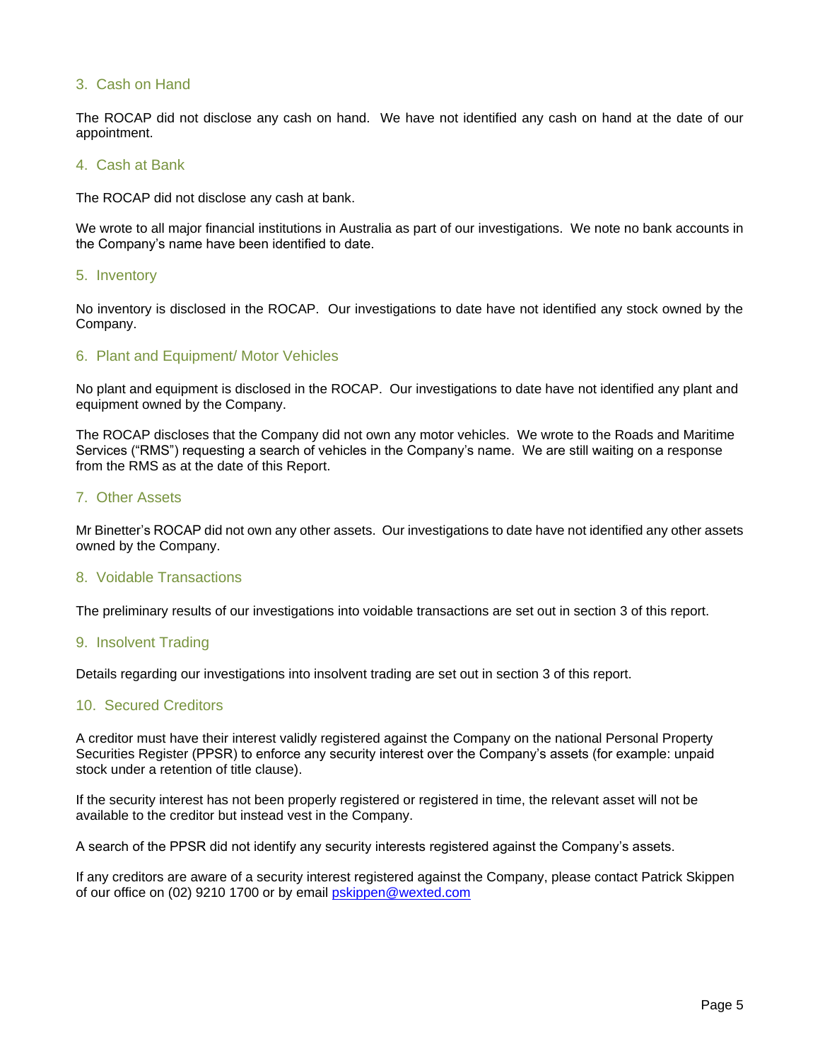## 3. Cash on Hand

The ROCAP did not disclose any cash on hand. We have not identified any cash on hand at the date of our appointment.

## 4. Cash at Bank

The ROCAP did not disclose any cash at bank.

We wrote to all major financial institutions in Australia as part of our investigations. We note no bank accounts in the Company's name have been identified to date.

## 5. Inventory

No inventory is disclosed in the ROCAP. Our investigations to date have not identified any stock owned by the Company.

## 6. Plant and Equipment/ Motor Vehicles

No plant and equipment is disclosed in the ROCAP. Our investigations to date have not identified any plant and equipment owned by the Company.

The ROCAP discloses that the Company did not own any motor vehicles. We wrote to the Roads and Maritime Services ("RMS") requesting a search of vehicles in the Company's name. We are still waiting on a response from the RMS as at the date of this Report.

## 7. Other Assets

Mr Binetter's ROCAP did not own any other assets. Our investigations to date have not identified any other assets owned by the Company.

## 8. Voidable Transactions

The preliminary results of our investigations into voidable transactions are set out in section 3 of this report.

## 9. Insolvent Trading

Details regarding our investigations into insolvent trading are set out in section 3 of this report.

## 10. Secured Creditors

A creditor must have their interest validly registered against the Company on the national Personal Property Securities Register (PPSR) to enforce any security interest over the Company's assets (for example: unpaid stock under a retention of title clause).

If the security interest has not been properly registered or registered in time, the relevant asset will not be available to the creditor but instead vest in the Company.

A search of the PPSR did not identify any security interests registered against the Company's assets.

If any creditors are aware of a security interest registered against the Company, please contact Patrick Skippen of our office on (02) 9210 1700 or by email pskippen@wexted.com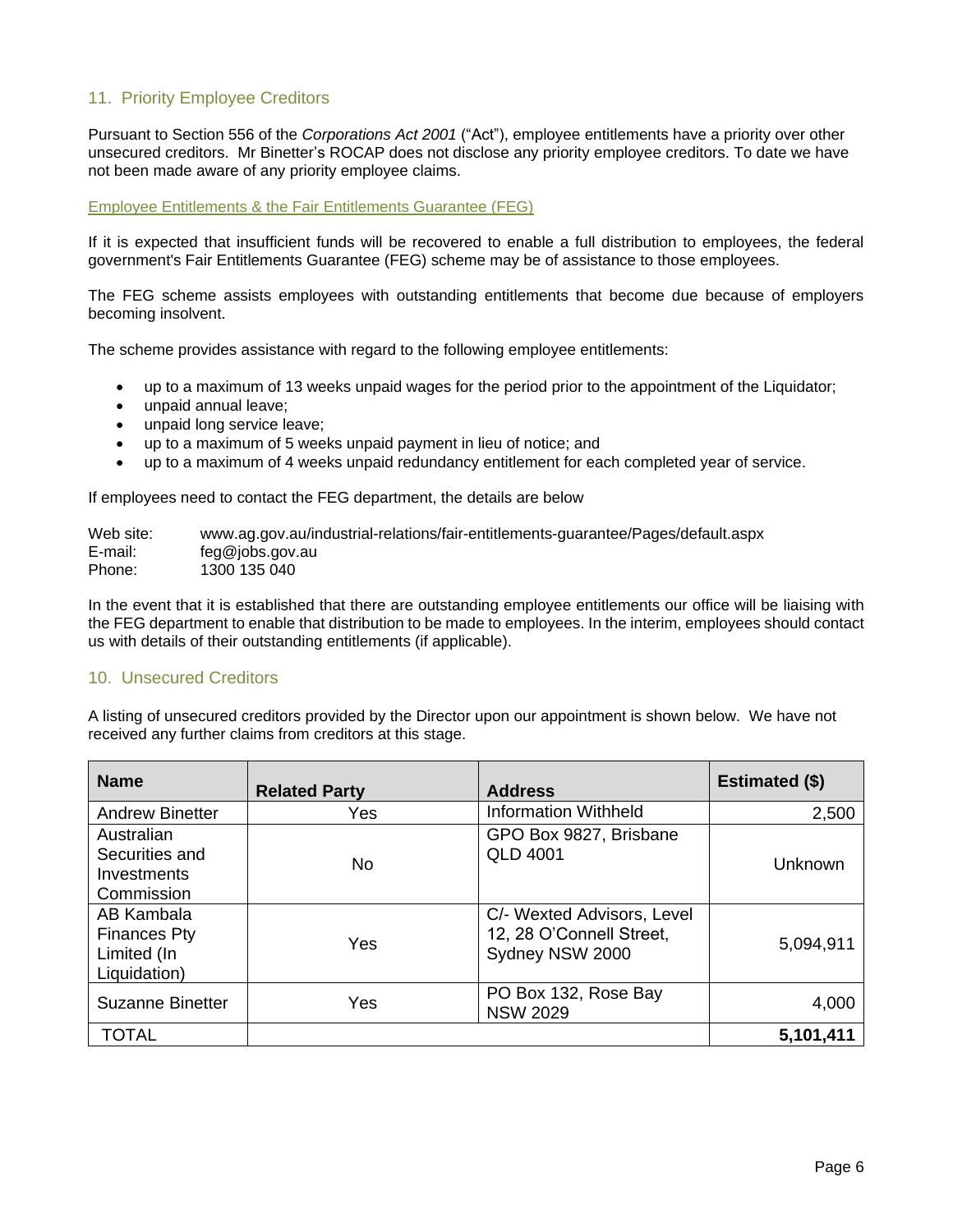## 11. Priority Employee Creditors

Pursuant to Section 556 of the *Corporations Act 2001* ("Act"), employee entitlements have a priority over other unsecured creditors. Mr Binetter's ROCAP does not disclose any priority employee creditors. To date we have not been made aware of any priority employee claims.

### Employee Entitlements & the Fair Entitlements Guarantee (FEG)

If it is expected that insufficient funds will be recovered to enable a full distribution to employees, the federal government's Fair Entitlements Guarantee (FEG) scheme may be of assistance to those employees.

The FEG scheme assists employees with outstanding entitlements that become due because of employers becoming insolvent.

The scheme provides assistance with regard to the following employee entitlements:

- up to a maximum of 13 weeks unpaid wages for the period prior to the appointment of the Liquidator;
- unpaid annual leave;
- unpaid long service leave;
- up to a maximum of 5 weeks unpaid payment in lieu of notice; and
- up to a maximum of 4 weeks unpaid redundancy entitlement for each completed year of service.

If employees need to contact the FEG department, the details are below

Web site: www.ag.gov.au/industrial-relations/fair-entitlements-guarantee/Pages/default.aspx
E-mail: feg@jobs.gov.au
Phone: 1300 135 040

In the event that it is established that there are outstanding employee entitlements our office will be liaising with the FEG department to enable that distribution to be made to employees. In the interim, employees should contact us with details of their outstanding entitlements (if applicable).

## 10. Unsecured Creditors

A listing of unsecured creditors provided by the Director upon our appointment is shown below. We have not received any further claims from creditors at this stage.

| Name | Related Party | Address | Estimated ($) |
|---|---|---|---|
| Andrew Binetter | Yes | Information Withheld | 2,500 |
| Australian Securities and Investments Commission | No | GPO Box 9827, Brisbane QLD 4001 | Unknown |
| AB Kambala Finances Pty Limited (In Liquidation) | Yes | C/- Wexted Advisors, Level 12, 28 O'Connell Street, Sydney NSW 2000 | 5,094,911 |
| Suzanne Binetter | Yes | PO Box 132, Rose Bay NSW 2029 | 4,000 |
| TOTAL | | | **5,101,411** |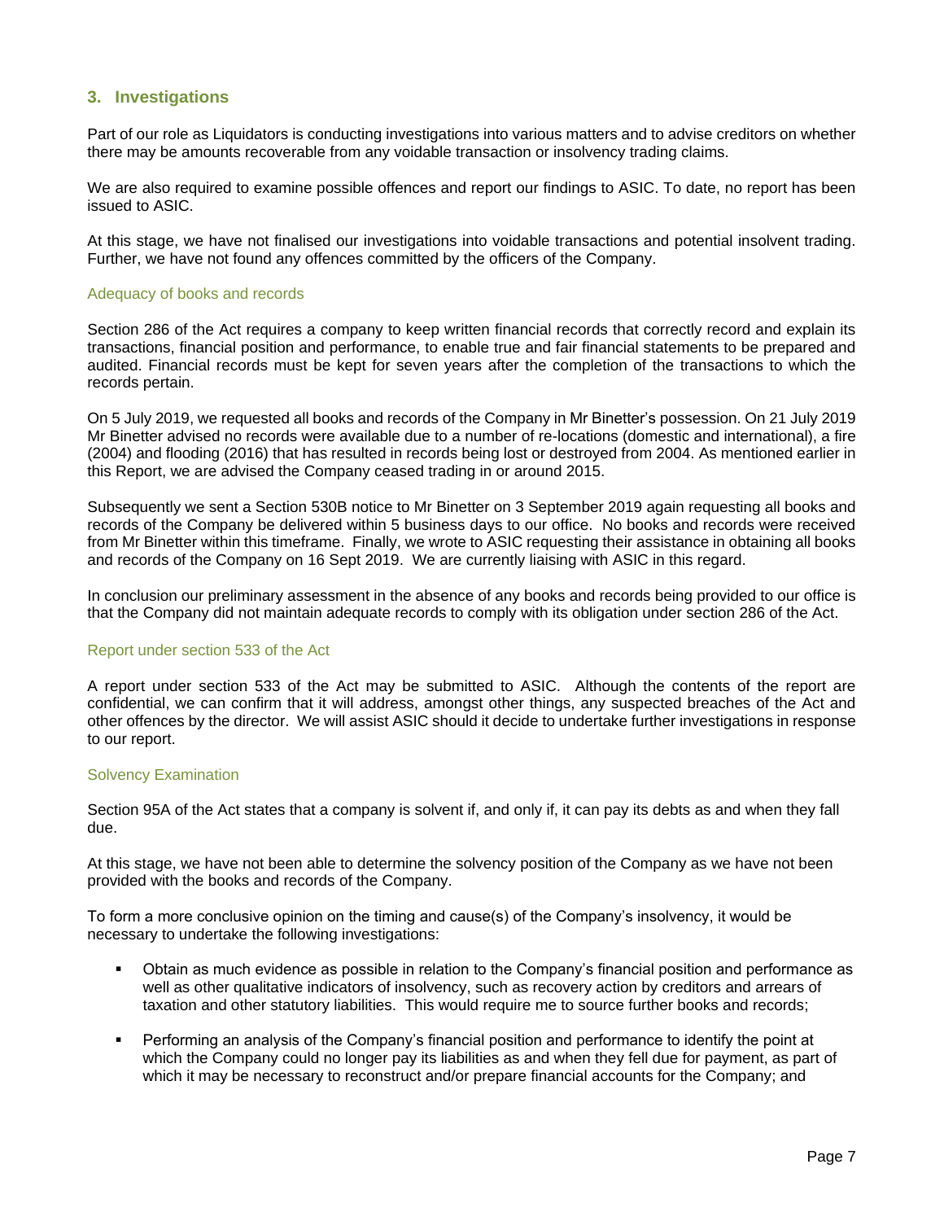## 3. Investigations

Part of our role as Liquidators is conducting investigations into various matters and to advise creditors on whether there may be amounts recoverable from any voidable transaction or insolvency trading claims.

We are also required to examine possible offences and report our findings to ASIC. To date, no report has been issued to ASIC.

At this stage, we have not finalised our investigations into voidable transactions and potential insolvent trading. Further, we have not found any offences committed by the officers of the Company.

### Adequacy of books and records

Section 286 of the Act requires a company to keep written financial records that correctly record and explain its transactions, financial position and performance, to enable true and fair financial statements to be prepared and audited. Financial records must be kept for seven years after the completion of the transactions to which the records pertain.

On 5 July 2019, we requested all books and records of the Company in Mr Binetter's possession. On 21 July 2019 Mr Binetter advised no records were available due to a number of re-locations (domestic and international), a fire (2004) and flooding (2016) that has resulted in records being lost or destroyed from 2004. As mentioned earlier in this Report, we are advised the Company ceased trading in or around 2015.

Subsequently we sent a Section 530B notice to Mr Binetter on 3 September 2019 again requesting all books and records of the Company be delivered within 5 business days to our office. No books and records were received from Mr Binetter within this timeframe. Finally, we wrote to ASIC requesting their assistance in obtaining all books and records of the Company on 16 Sept 2019. We are currently liaising with ASIC in this regard.

In conclusion our preliminary assessment in the absence of any books and records being provided to our office is that the Company did not maintain adequate records to comply with its obligation under section 286 of the Act.

### Report under section 533 of the Act

A report under section 533 of the Act may be submitted to ASIC. Although the contents of the report are confidential, we can confirm that it will address, amongst other things, any suspected breaches of the Act and other offences by the director. We will assist ASIC should it decide to undertake further investigations in response to our report.

### Solvency Examination

Section 95A of the Act states that a company is solvent if, and only if, it can pay its debts as and when they fall due.

At this stage, we have not been able to determine the solvency position of the Company as we have not been provided with the books and records of the Company.

To form a more conclusive opinion on the timing and cause(s) of the Company's insolvency, it would be necessary to undertake the following investigations:

- Obtain as much evidence as possible in relation to the Company's financial position and performance as well as other qualitative indicators of insolvency, such as recovery action by creditors and arrears of taxation and other statutory liabilities. This would require me to source further books and records;
- Performing an analysis of the Company's financial position and performance to identify the point at which the Company could no longer pay its liabilities as and when they fell due for payment, as part of which it may be necessary to reconstruct and/or prepare financial accounts for the Company; and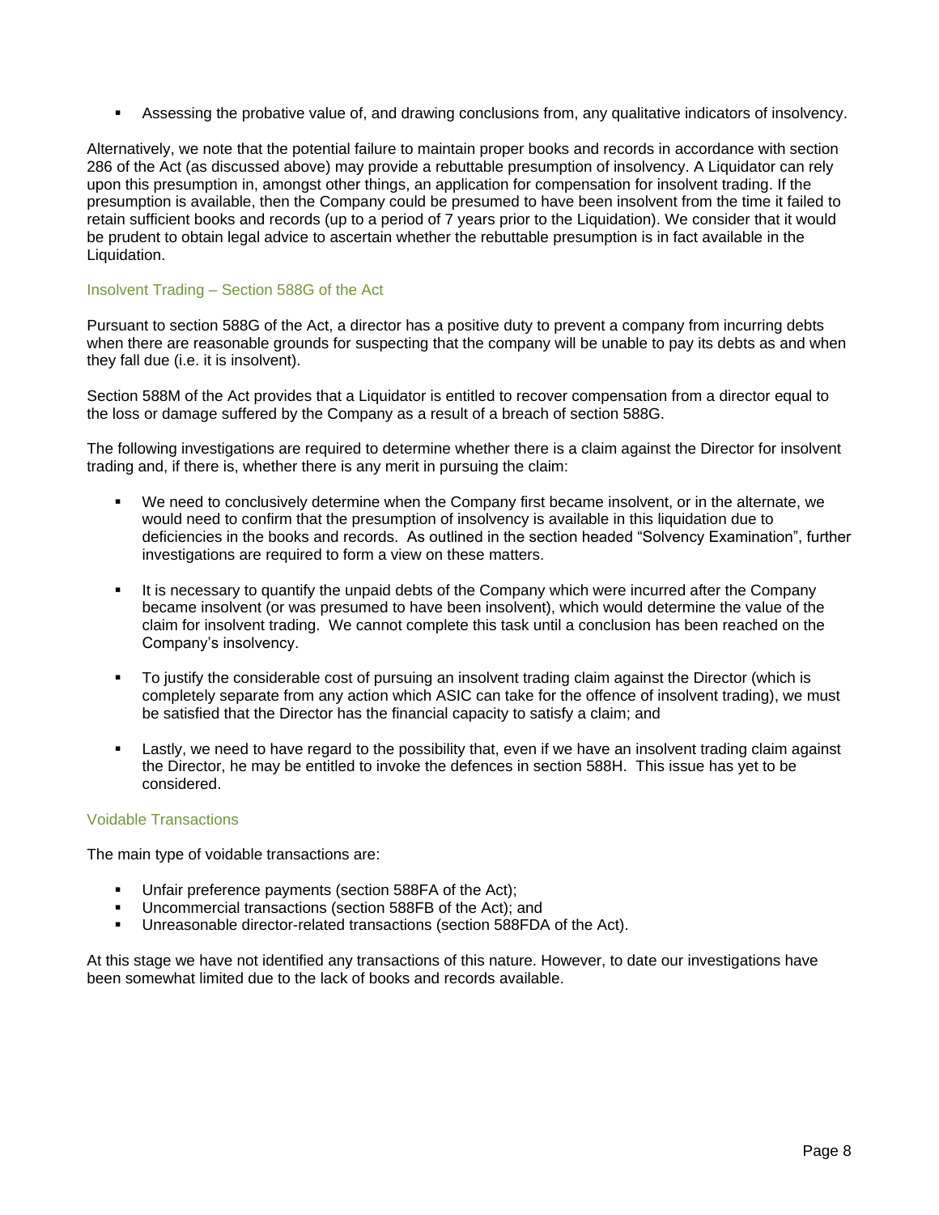- Assessing the probative value of, and drawing conclusions from, any qualitative indicators of insolvency.

Alternatively, we note that the potential failure to maintain proper books and records in accordance with section 286 of the Act (as discussed above) may provide a rebuttable presumption of insolvency. A Liquidator can rely upon this presumption in, amongst other things, an application for compensation for insolvent trading. If the presumption is available, then the Company could be presumed to have been insolvent from the time it failed to retain sufficient books and records (up to a period of 7 years prior to the Liquidation). We consider that it would be prudent to obtain legal advice to ascertain whether the rebuttable presumption is in fact available in the Liquidation.

### Insolvent Trading – Section 588G of the Act

Pursuant to section 588G of the Act, a director has a positive duty to prevent a company from incurring debts when there are reasonable grounds for suspecting that the company will be unable to pay its debts as and when they fall due (i.e. it is insolvent).

Section 588M of the Act provides that a Liquidator is entitled to recover compensation from a director equal to the loss or damage suffered by the Company as a result of a breach of section 588G.

The following investigations are required to determine whether there is a claim against the Director for insolvent trading and, if there is, whether there is any merit in pursuing the claim:

- We need to conclusively determine when the Company first became insolvent, or in the alternate, we would need to confirm that the presumption of insolvency is available in this liquidation due to deficiencies in the books and records. As outlined in the section headed "Solvency Examination", further investigations are required to form a view on these matters.

- It is necessary to quantify the unpaid debts of the Company which were incurred after the Company became insolvent (or was presumed to have been insolvent), which would determine the value of the claim for insolvent trading. We cannot complete this task until a conclusion has been reached on the Company's insolvency.

- To justify the considerable cost of pursuing an insolvent trading claim against the Director (which is completely separate from any action which ASIC can take for the offence of insolvent trading), we must be satisfied that the Director has the financial capacity to satisfy a claim; and

- Lastly, we need to have regard to the possibility that, even if we have an insolvent trading claim against the Director, he may be entitled to invoke the defences in section 588H. This issue has yet to be considered.

### Voidable Transactions

The main type of voidable transactions are:

- Unfair preference payments (section 588FA of the Act);
- Uncommercial transactions (section 588FB of the Act); and
- Unreasonable director-related transactions (section 588FDA of the Act).

At this stage we have not identified any transactions of this nature. However, to date our investigations have been somewhat limited due to the lack of books and records available.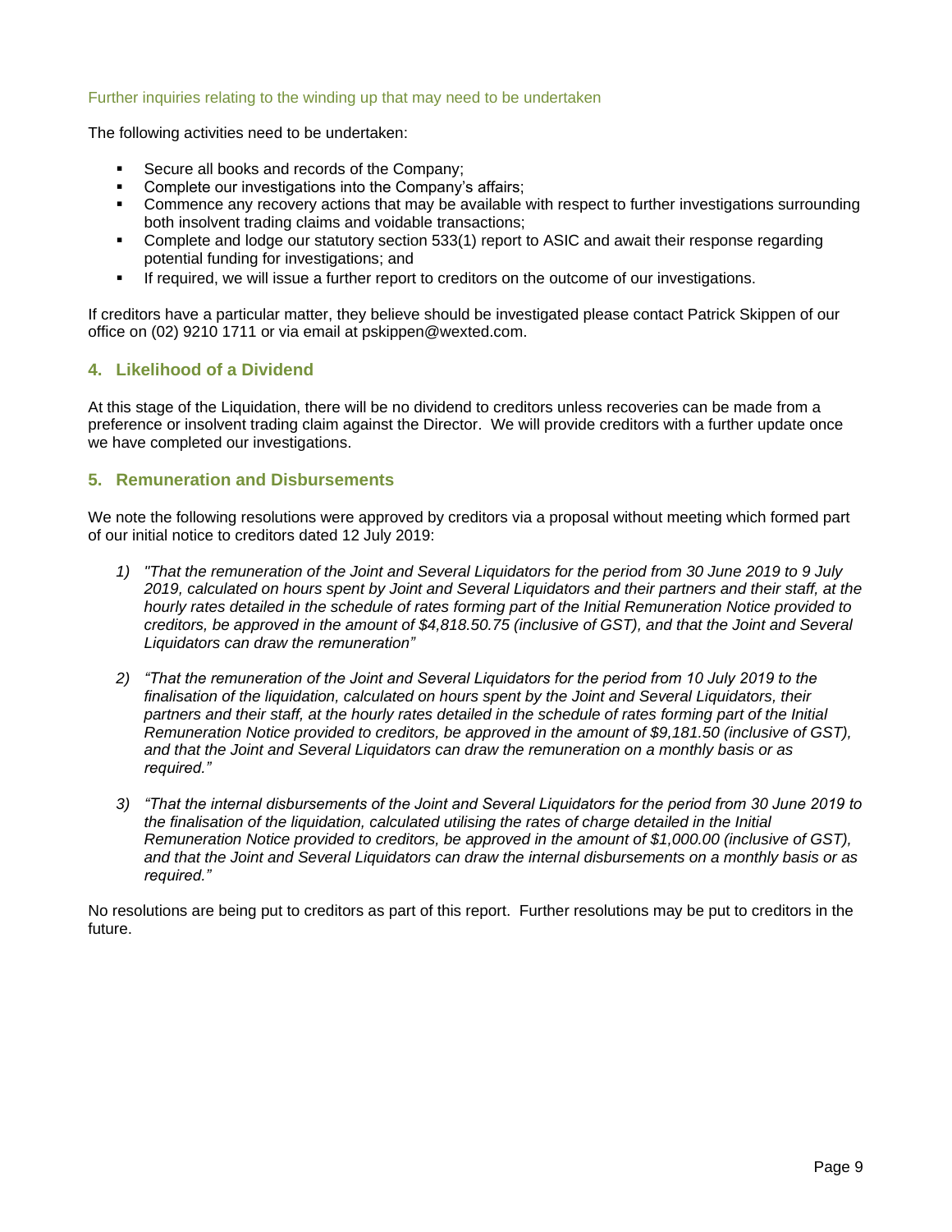### Further inquiries relating to the winding up that may need to be undertaken

The following activities need to be undertaken:

- Secure all books and records of the Company;
- Complete our investigations into the Company's affairs;
- Commence any recovery actions that may be available with respect to further investigations surrounding both insolvent trading claims and voidable transactions;
- Complete and lodge our statutory section 533(1) report to ASIC and await their response regarding potential funding for investigations; and
- If required, we will issue a further report to creditors on the outcome of our investigations.

If creditors have a particular matter, they believe should be investigated please contact Patrick Skippen of our office on (02) 9210 1711 or via email at pskippen@wexted.com.

## 4. Likelihood of a Dividend

At this stage of the Liquidation, there will be no dividend to creditors unless recoveries can be made from a preference or insolvent trading claim against the Director. We will provide creditors with a further update once we have completed our investigations.

## 5. Remuneration and Disbursements

We note the following resolutions were approved by creditors via a proposal without meeting which formed part of our initial notice to creditors dated 12 July 2019:

1) *"That the remuneration of the Joint and Several Liquidators for the period from 30 June 2019 to 9 July 2019, calculated on hours spent by Joint and Several Liquidators and their partners and their staff, at the hourly rates detailed in the schedule of rates forming part of the Initial Remuneration Notice provided to creditors, be approved in the amount of $4,818.50.75 (inclusive of GST), and that the Joint and Several Liquidators can draw the remuneration"*

2) *"That the remuneration of the Joint and Several Liquidators for the period from 10 July 2019 to the finalisation of the liquidation, calculated on hours spent by the Joint and Several Liquidators, their partners and their staff, at the hourly rates detailed in the schedule of rates forming part of the Initial Remuneration Notice provided to creditors, be approved in the amount of $9,181.50 (inclusive of GST), and that the Joint and Several Liquidators can draw the remuneration on a monthly basis or as required."*

3) *"That the internal disbursements of the Joint and Several Liquidators for the period from 30 June 2019 to the finalisation of the liquidation, calculated utilising the rates of charge detailed in the Initial Remuneration Notice provided to creditors, be approved in the amount of $1,000.00 (inclusive of GST), and that the Joint and Several Liquidators can draw the internal disbursements on a monthly basis or as required."*

No resolutions are being put to creditors as part of this report. Further resolutions may be put to creditors in the future.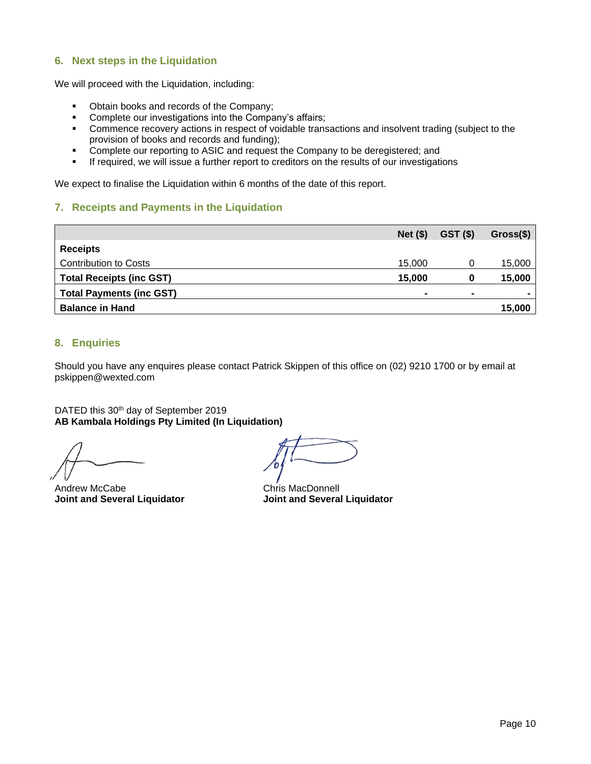## 6. Next steps in the Liquidation

We will proceed with the Liquidation, including:

- Obtain books and records of the Company;
- Complete our investigations into the Company's affairs;
- Commence recovery actions in respect of voidable transactions and insolvent trading (subject to the provision of books and records and funding);
- Complete our reporting to ASIC and request the Company to be deregistered; and
- If required, we will issue a further report to creditors on the results of our investigations

We expect to finalise the Liquidation within 6 months of the date of this report.

## 7. Receipts and Payments in the Liquidation

| | Net ($) | GST ($) | Gross($) |
|---|---|---|---|
| **Receipts** | | | |
| Contribution to Costs | 15,000 | 0 | 15,000 |
| **Total Receipts (inc GST)** | **15,000** | **0** | **15,000** |
| **Total Payments (inc GST)** | **-** | **-** | **-** |
| **Balance in Hand** | | | **15,000** |

## 8. Enquiries

Should you have any enquires please contact Patrick Skippen of this office on (02) 9210 1700 or by email at pskippen@wexted.com

DATED this 30th day of September 2019
**AB Kambala Holdings Pty Limited (In Liquidation)**

Andrew McCabe
**Joint and Several Liquidator**

Chris MacDonnell
**Joint and Several Liquidator**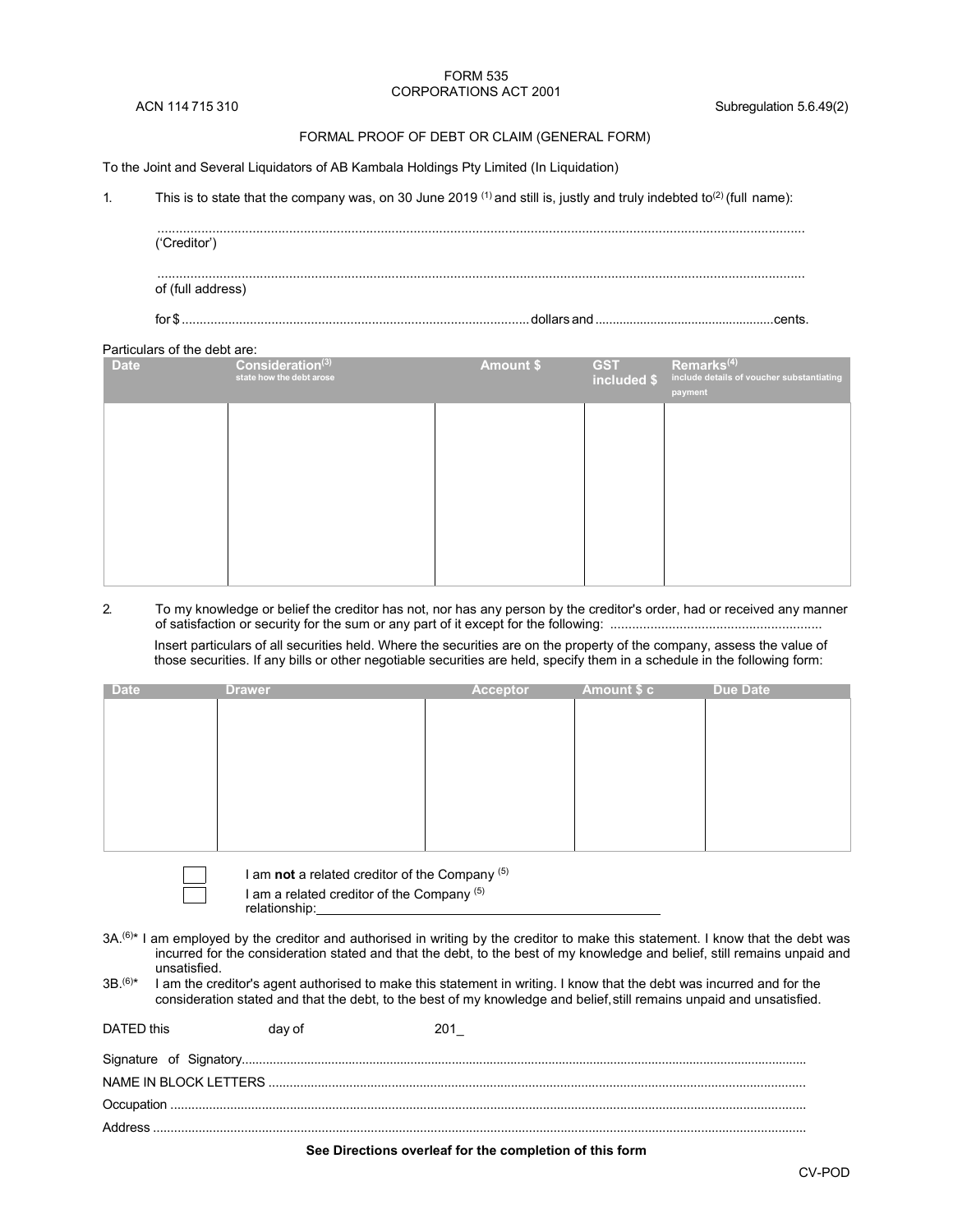FORM 535
CORPORATIONS ACT 2001

ACN 114 715 310

Subregulation 5.6.49(2)

FORMAL PROOF OF DEBT OR CLAIM (GENERAL FORM)

To the Joint and Several Liquidators of AB Kambala Holdings Pty Limited (In Liquidation)

1. This is to state that the company was, on 30 June 2019 [(1)] and still is, justly and truly indebted to[(2)] (full name):

.................................................................................................................................................................
('Creditor')

.................................................................................................................................................................
of (full address)

for $ ................................................................................................ dollars and .................................................. cents.

Particulars of the debt are:

| Date | Consideration[(3)] state how the debt arose | Amount $ | GST included $ | Remarks[(4)] include details of voucher substantiating payment |
|---|---|---|---|---|
| | | | | |

2. To my knowledge or belief the creditor has not, nor has any person by the creditor's order, had or received any manner of satisfaction or security for the sum or any part of it except for the following: .........................................................

Insert particulars of all securities held. Where the securities are on the property of the company, assess the value of those securities. If any bills or other negotiable securities are held, specify them in a schedule in the following form:

| Date | Drawer | Acceptor | Amount $ c | Due Date |
|---|---|---|---|---|
| | | | | |

☐ I am **not** a related creditor of the Company [(5)]

☐ I am a related creditor of the Company [(5)]
relationship:________________________________________

3A.[(6)]* I am employed by the creditor and authorised in writing by the creditor to make this statement. I know that the debt was incurred for the consideration stated and that the debt, to the best of my knowledge and belief, still remains unpaid and unsatisfied.

3B.[(6)]* I am the creditor's agent authorised to make this statement in writing. I know that the debt was incurred and for the consideration stated and that the debt, to the best of my knowledge and belief, still remains unpaid and unsatisfied.

DATED this day of 201_

Signature of Signatory.................................................................................................................................................

NAME IN BLOCK LETTERS .........................................................................................................................................

Occupation ..................................................................................................................................................................

Address .......................................................................................................................................................................

**See Directions overleaf for the completion of this form**

CV-POD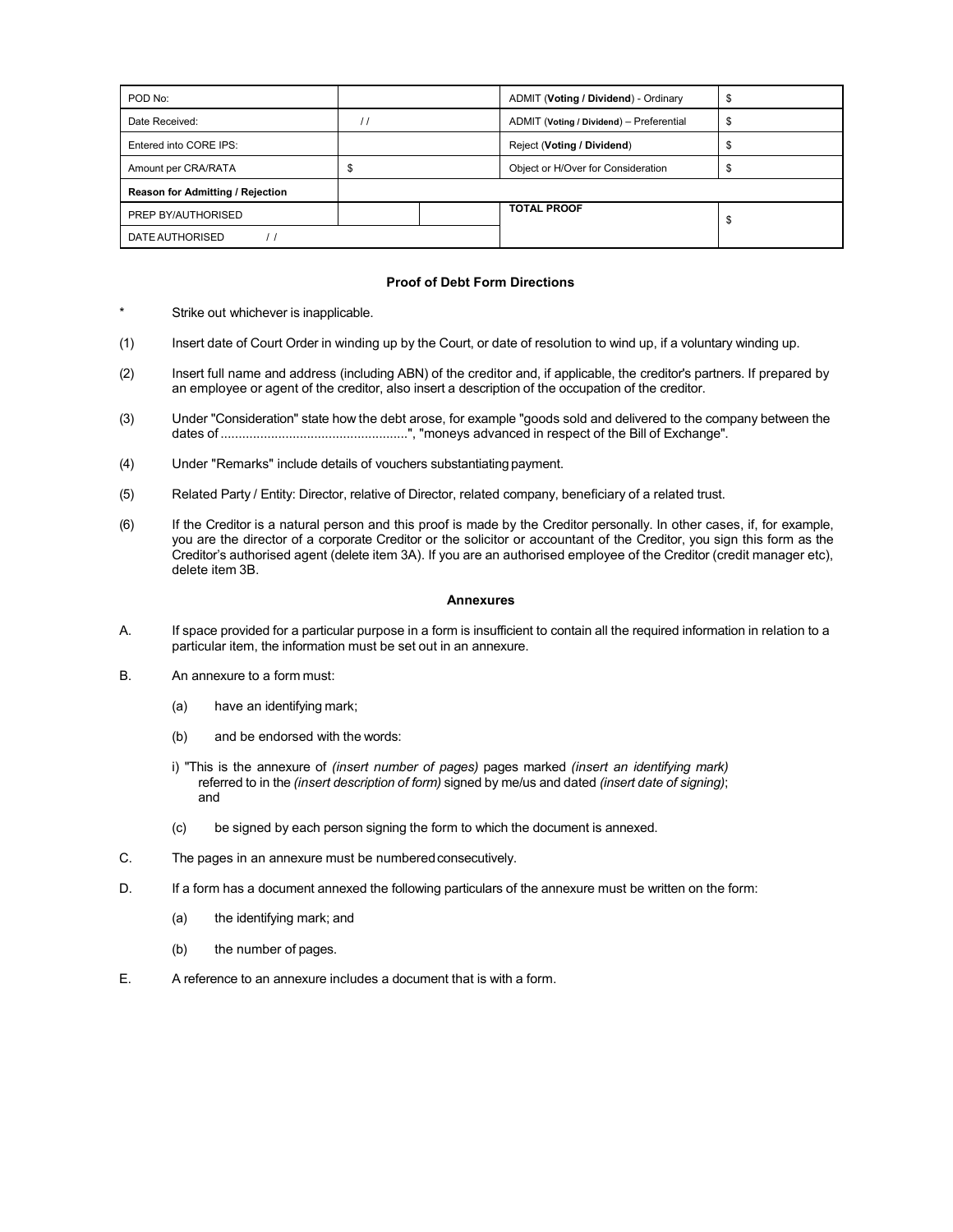| | | | | |
|---|---|---|---|---|
| POD No: | | | ADMIT (**Voting / Dividend**) - Ordinary | $ |
| Date Received: | / / | | ADMIT (**Voting / Dividend**) – Preferential | $ |
| Entered into CORE IPS: | | | Reject (**Voting / Dividend**) | $ |
| Amount per CRA/RATA | $ | | Object or H/Over for Consideration | $ |
| **Reason for Admitting / Rejection** | | | | |
| PREP BY/AUTHORISED | | | **TOTAL PROOF** | $ |
| DATE AUTHORISED / / | | | | |

## Proof of Debt Form Directions

\* Strike out whichever is inapplicable.

(1) Insert date of Court Order in winding up by the Court, or date of resolution to wind up, if a voluntary winding up.

(2) Insert full name and address (including ABN) of the creditor and, if applicable, the creditor's partners. If prepared by an employee or agent of the creditor, also insert a description of the occupation of the creditor.

(3) Under "Consideration" state how the debt arose, for example "goods sold and delivered to the company between the dates of ....................................................", "moneys advanced in respect of the Bill of Exchange".

(4) Under "Remarks" include details of vouchers substantiating payment.

(5) Related Party / Entity: Director, relative of Director, related company, beneficiary of a related trust.

(6) If the Creditor is a natural person and this proof is made by the Creditor personally. In other cases, if, for example, you are the director of a corporate Creditor or the solicitor or accountant of the Creditor, you sign this form as the Creditor's authorised agent (delete item 3A). If you are an authorised employee of the Creditor (credit manager etc), delete item 3B.

## Annexures

A. If space provided for a particular purpose in a form is insufficient to contain all the required information in relation to a particular item, the information must be set out in an annexure.

B. An annexure to a form must:

(a) have an identifying mark;

(b) and be endorsed with the words:

i) "This is the annexure of *(insert number of pages)* pages marked *(insert an identifying mark)* referred to in the *(insert description of form)* signed by me/us and dated *(insert date of signing)*; and

(c) be signed by each person signing the form to which the document is annexed.

C. The pages in an annexure must be numbered consecutively.

D. If a form has a document annexed the following particulars of the annexure must be written on the form:

(a) the identifying mark; and

(b) the number of pages.

E. A reference to an annexure includes a document that is with a form.